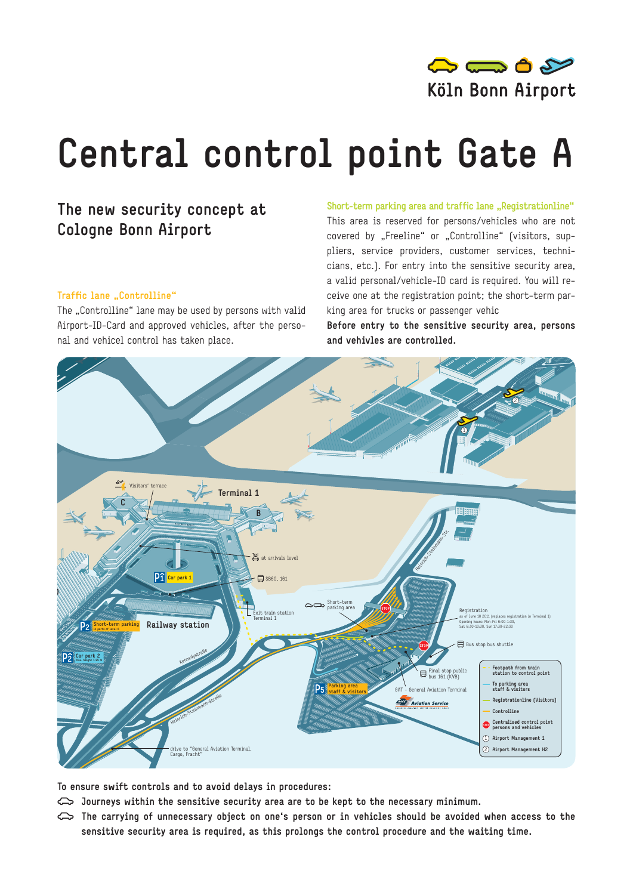Köln Bonn Airport

# Central control point Gate A

## The new security concept at Cologne Bonn Airport

### Traffic lane „Controlline"

The „Controlline" lane may be used by persons with valid Airport-ID-Card and approved vehicles, after the personal and vehicel control has taken place.

### Short-term parking area and traffic lane „Registrationline"

This area is reserved for persons/vehicles who are not covered by „Freeline" or „Controlline" (visitors, suppliers, service providers, customer services, technicians, etc.). For entry into the sensitive security area, a valid personal/vehicle-ID card is required. You will receive one at the registration point; the short-term parking area for trucks or passenger vehic

**Before entry to the sensitive security area, persons and vehivles are controlled.**

Visitors' terrace

Terminal 1

C

B

at arrivals level

P1 Car park 1

SB60, 161

Short-term parking area

Exit train station Terminal 1

Heinrich-Steinmann-Str.

Registration
as of June 18 2011 (replaces registration in Terminal 1)
Opening hours: Mon-Fri 6:00-1:30,
Sat 8:30-13:30, Sun 17:30-22:30

P2 Short-term parking
in parts of level 0

Railway station

P2 Car park 2
max. height 1.90 m

Kennedystraße

Bus stop bus shuttle

Final stop public bus 161 (KVB)

P5 Parking area staff & visitors

GAT - General Aviation Terminal

Aviation Service

Heinrich-Steinmann-Straße

drive to "General Aviation Terminal, Cargo, Fracht"

- Footpath from train station to control point
- To parking area staff & visitors
- Registrationline (Visitors)
- Controlline
- Centralised control point persons and vehicles
- (1) Airport Management 1
- (2) Airport Management H2

**To ensure swift controls and to avoid delays in procedures:**

- **Journeys within the sensitive security area are to be kept to the necessary minimum.**
- **The carrying of unnecessary object on one's person or in vehicles should be avoided when access to the sensitive security area is required, as this prolongs the control procedure and the waiting time.**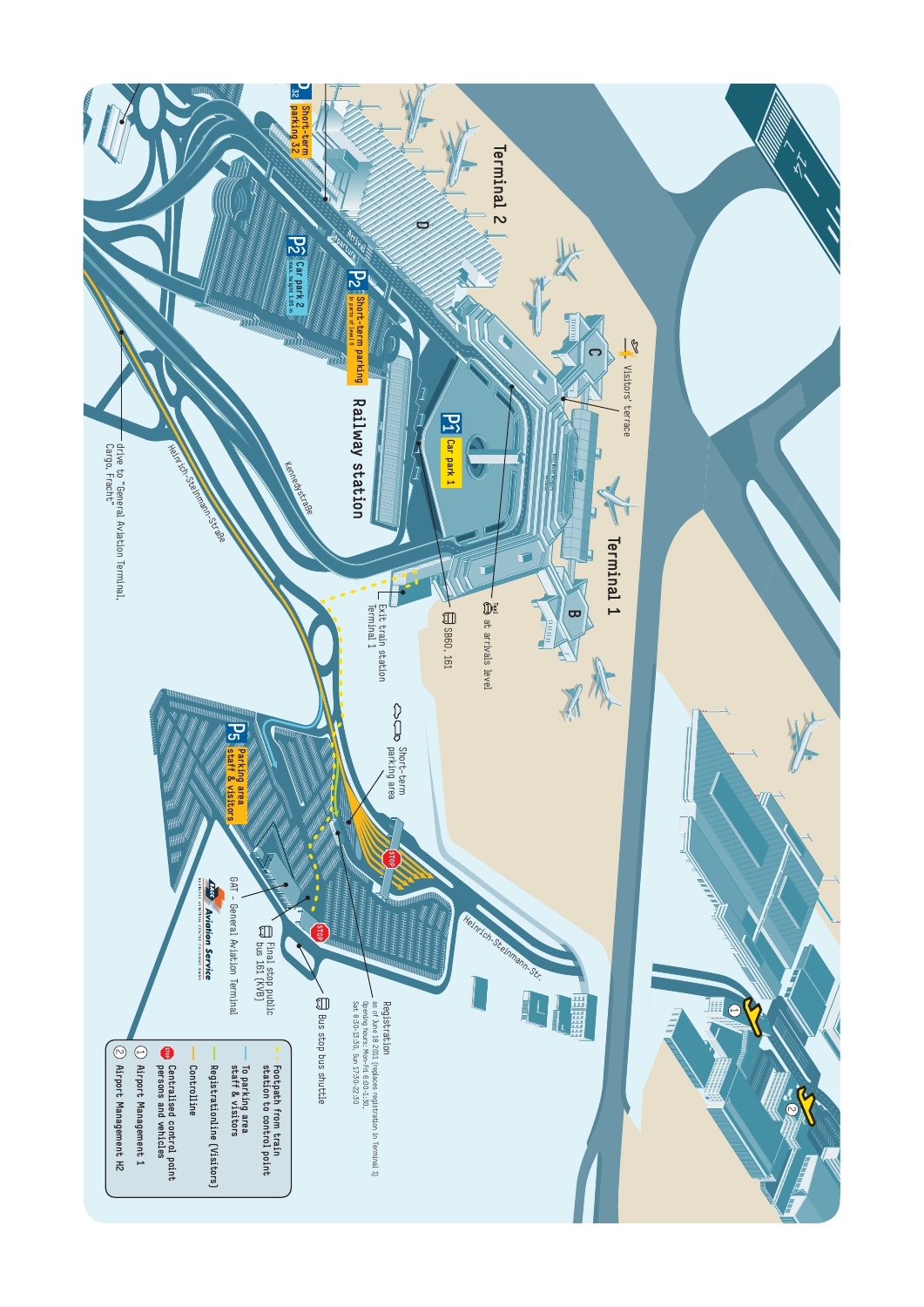Terminal 2

D

Short-term parking 32

Arrival

Departure

Short-term parking
in parts of level 0

Car park 2
max. height 1.95 m

Railway station

C

Visitors' terrace

Car park 1

Terminal 1

B

at arrivals level

SB60, 161

Exit train station Terminal 1

Kennedystraße

Heinrich-Steinmann-Straße

drive to "General Aviation Terminal, Cargo, Fracht"

Short-term parking area

Parking area staff & visitors

Registration
as of June 18 2011 (replaces registration in Terminal 1)
Opening hours: Mon–Fri 6:00–21:30,
Sat 8:30–13:30, Sun 17:30–22:30

Heinrich-Steinmann-Str.

GAT – General Aviation Terminal

Final stop public bus 161 (KVB)

Bus stop bus shuttle

Aviation Service

- Footpath from train station to control point
- To parking area staff & visitors
- Registrationline (Visitors)
- Controlline
- STOP Centralised control point persons and vehicles
- 1 Airport Management 1
- 2 Airport Management H2